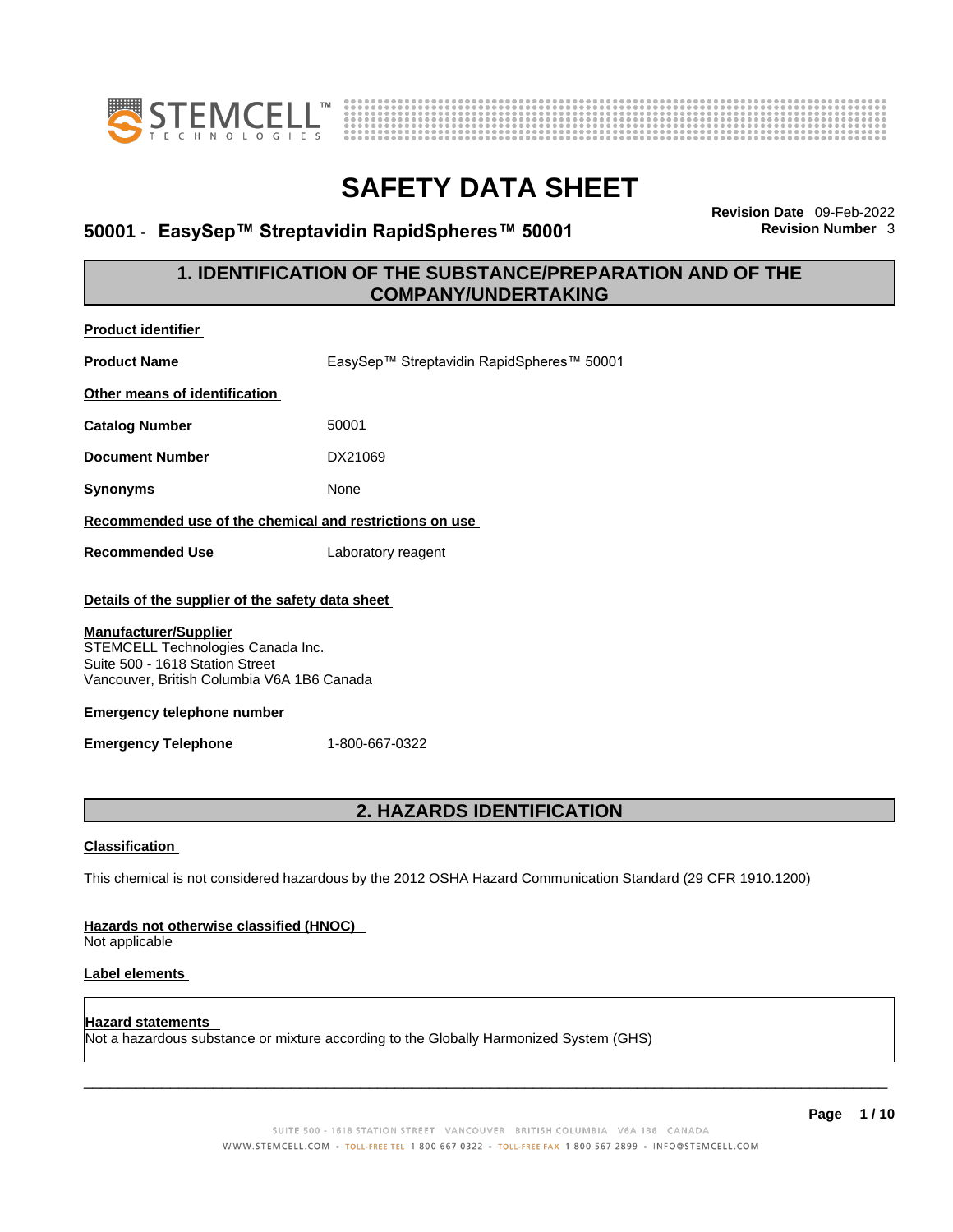# SAFETY DATA SHEET

**50001 - EasySep™ Streptavidin RapidSpheres™ 50001**

**Revision Date** 09-Feb-2022
**Revision Number** 3

## 1. IDENTIFICATION OF THE SUBSTANCE/PREPARATION AND OF THE COMPANY/UNDERTAKING

**Product identifier**

**Product Name** EasySep™ Streptavidin RapidSpheres™ 50001

**Other means of identification**

**Catalog Number** 50001

**Document Number** DX21069

**Synonyms** None

**Recommended use of the chemical and restrictions on use**

**Recommended Use** Laboratory reagent

**Details of the supplier of the safety data sheet**

**Manufacturer/Supplier**
STEMCELL Technologies Canada Inc.
Suite 500 - 1618 Station Street
Vancouver, British Columbia V6A 1B6 Canada

**Emergency telephone number**

**Emergency Telephone** 1-800-667-0322

## 2. HAZARDS IDENTIFICATION

**Classification**

This chemical is not considered hazardous by the 2012 OSHA Hazard Communication Standard (29 CFR 1910.1200)

**Hazards not otherwise classified (HNOC)**
Not applicable

**Label elements**

**Hazard statements**
Not a hazardous substance or mixture according to the Globally Harmonized System (GHS)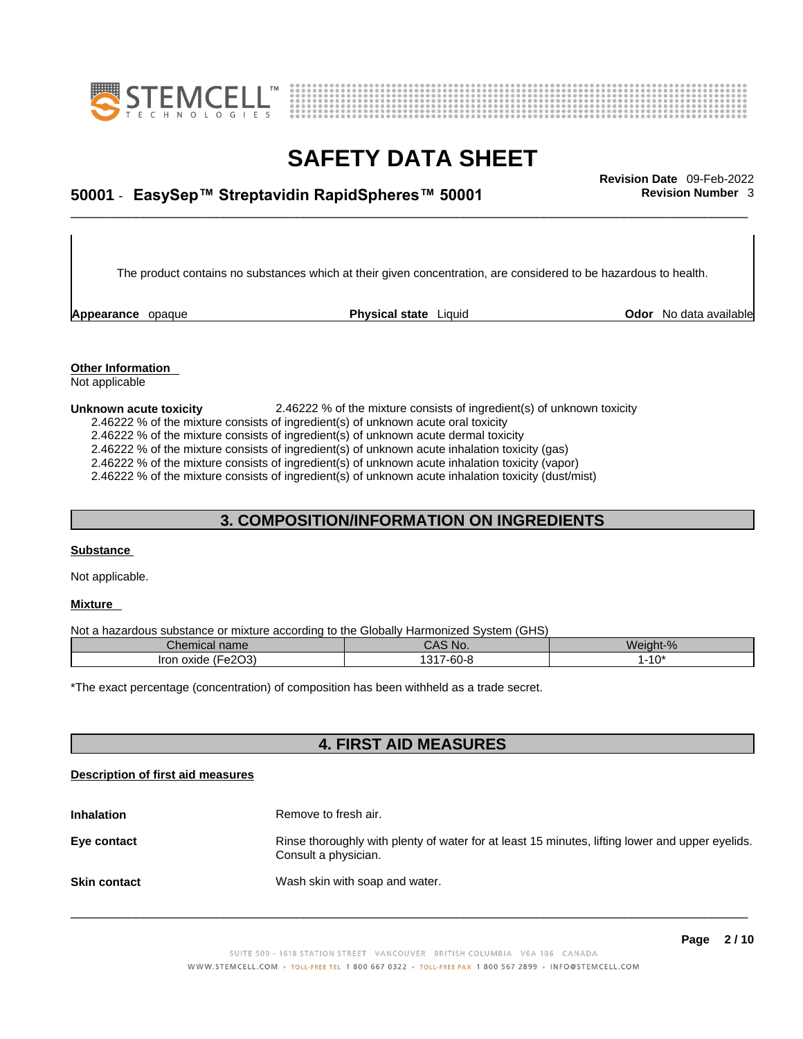The product contains no substances which at their given concentration, are considered to be hazardous to health.

**Appearance** opaque **Physical state** Liquid **Odor** No data available

**Other Information**

Not applicable

**Unknown acute toxicity** 2.46222 % of the mixture consists of ingredient(s) of unknown toxicity

2.46222 % of the mixture consists of ingredient(s) of unknown acute oral toxicity

2.46222 % of the mixture consists of ingredient(s) of unknown acute dermal toxicity

2.46222 % of the mixture consists of ingredient(s) of unknown acute inhalation toxicity (gas)

2.46222 % of the mixture consists of ingredient(s) of unknown acute inhalation toxicity (vapor)

2.46222 % of the mixture consists of ingredient(s) of unknown acute inhalation toxicity (dust/mist)

## 3. COMPOSITION/INFORMATION ON INGREDIENTS

**Substance**

Not applicable.

**Mixture**

Not a hazardous substance or mixture according to the Globally Harmonized System (GHS)

| Chemical name | CAS No. | Weight-% |
|---|---|---|
| Iron oxide ($Fe_2O_3$) | 1317-60-8 | 1-10* |

*The exact percentage (concentration) of composition has been withheld as a trade secret.

## 4. FIRST AID MEASURES

**Description of first aid measures**

**Inhalation** Remove to fresh air.

**Eye contact** Rinse thoroughly with plenty of water for at least 15 minutes, lifting lower and upper eyelids. Consult a physician.

**Skin contact** Wash skin with soap and water.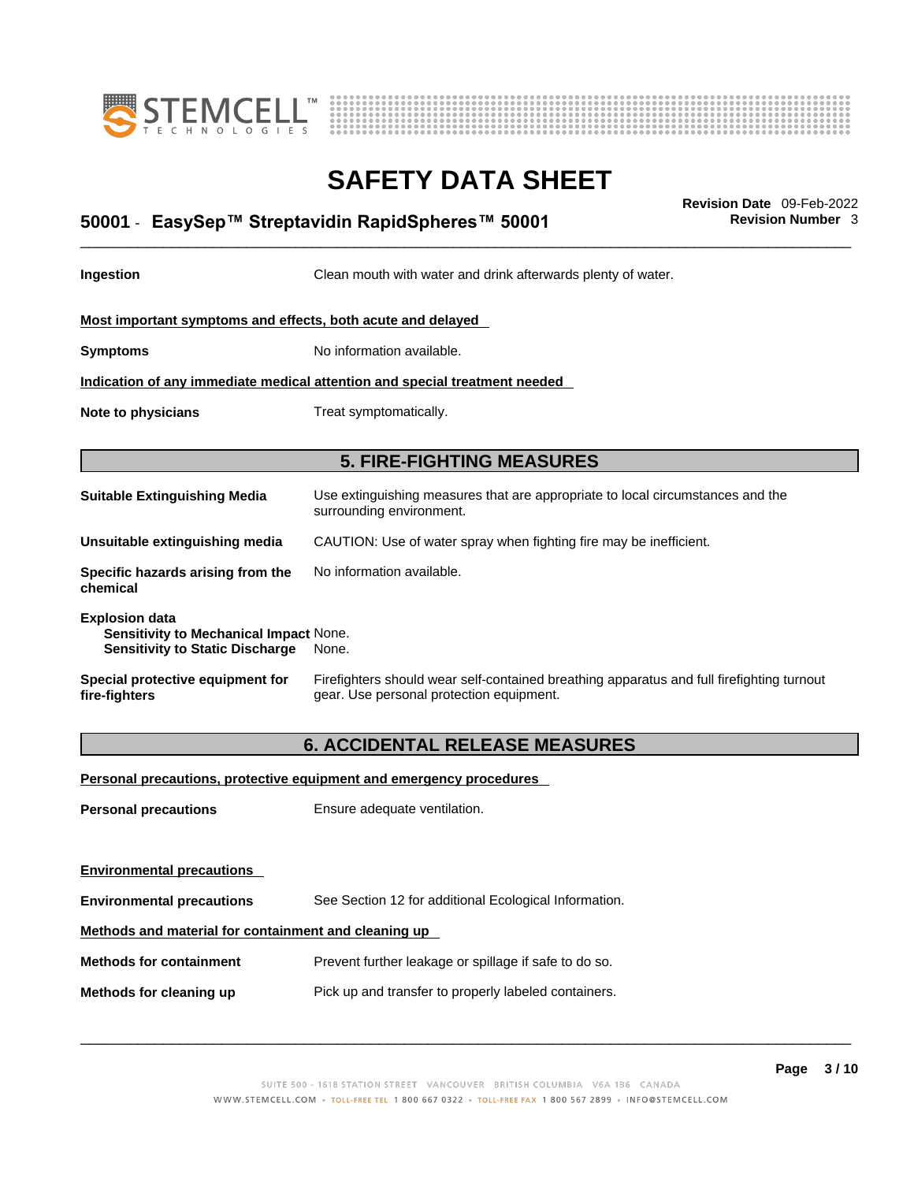**Ingestion** Clean mouth with water and drink afterwards plenty of water.

**Most important symptoms and effects, both acute and delayed**

**Symptoms** No information available.

**Indication of any immediate medical attention and special treatment needed**

**Note to physicians** Treat symptomatically.

## 5. FIRE-FIGHTING MEASURES

**Suitable Extinguishing Media** Use extinguishing measures that are appropriate to local circumstances and the surrounding environment.

**Unsuitable extinguishing media** CAUTION: Use of water spray when fighting fire may be inefficient.

**Specific hazards arising from the chemical** No information available.

**Explosion data**
**Sensitivity to Mechanical Impact** None.
**Sensitivity to Static Discharge** None.

**Special protective equipment for fire-fighters** Firefighters should wear self-contained breathing apparatus and full firefighting turnout gear. Use personal protection equipment.

## 6. ACCIDENTAL RELEASE MEASURES

**Personal precautions, protective equipment and emergency procedures**

**Personal precautions** Ensure adequate ventilation.

**Environmental precautions**

**Environmental precautions** See Section 12 for additional Ecological Information.

**Methods and material for containment and cleaning up**

**Methods for containment** Prevent further leakage or spillage if safe to do so.

**Methods for cleaning up** Pick up and transfer to properly labeled containers.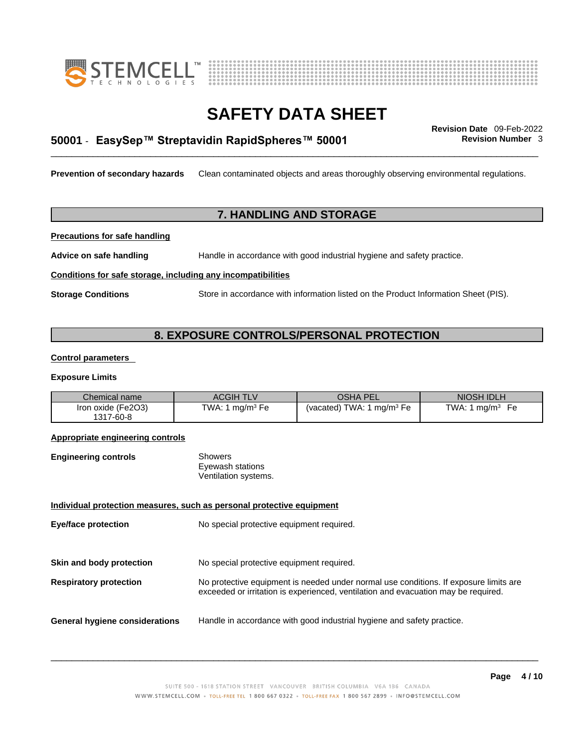**Prevention of secondary hazards** Clean contaminated objects and areas thoroughly observing environmental regulations.

## 7. HANDLING AND STORAGE

**Precautions for safe handling**

**Advice on safe handling** Handle in accordance with good industrial hygiene and safety practice.

**Conditions for safe storage, including any incompatibilities**

**Storage Conditions** Store in accordance with information listed on the Product Information Sheet (PIS).

## 8. EXPOSURE CONTROLS/PERSONAL PROTECTION

**Control parameters**

**Exposure Limits**

| Chemical name | ACGIH TLV | OSHA PEL | NIOSH IDLH |
|---|---|---|---|
| Iron oxide ($Fe_2O_3$)<br>1317-60-8 | TWA: 1 mg/m³ Fe | (vacated) TWA: 1 mg/m³ Fe | TWA: 1 mg/m³ Fe |

**Appropriate engineering controls**

**Engineering controls**
Showers
Eyewash stations
Ventilation systems.

**Individual protection measures, such as personal protective equipment**

**Eye/face protection** No special protective equipment required.

**Skin and body protection** No special protective equipment required.

**Respiratory protection** No protective equipment is needed under normal use conditions. If exposure limits are exceeded or irritation is experienced, ventilation and evacuation may be required.

**General hygiene considerations** Handle in accordance with good industrial hygiene and safety practice.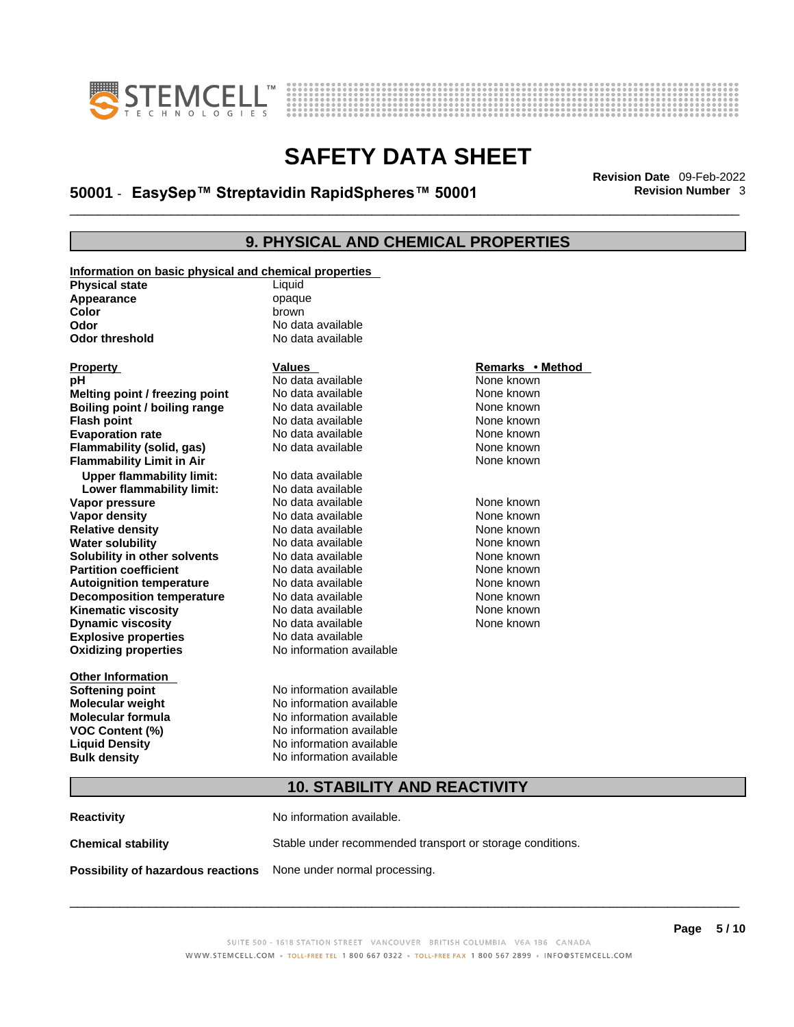# SAFETY DATA SHEET

## 50001 - EasySep™ Streptavidin RapidSpheres™ 50001

**Revision Date** 09-Feb-2022
**Revision Number** 3

## 9. PHYSICAL AND CHEMICAL PROPERTIES

**Information on basic physical and chemical properties**

| | |
|---|---|
| **Physical state** | Liquid |
| **Appearance** | opaque |
| **Color** | brown |
| **Odor** | No data available |
| **Odor threshold** | No data available |

| **Property** | **Values** | **Remarks • Method** |
|---|---|---|
| **pH** | No data available | None known |
| **Melting point / freezing point** | No data available | None known |
| **Boiling point / boiling range** | No data available | None known |
| **Flash point** | No data available | None known |
| **Evaporation rate** | No data available | None known |
| **Flammability (solid, gas)** | No data available | None known |
| **Flammability Limit in Air** | | None known |
| **Upper flammability limit:** | No data available | |
| **Lower flammability limit:** | No data available | |
| **Vapor pressure** | No data available | None known |
| **Vapor density** | No data available | None known |
| **Relative density** | No data available | None known |
| **Water solubility** | No data available | None known |
| **Solubility in other solvents** | No data available | None known |
| **Partition coefficient** | No data available | None known |
| **Autoignition temperature** | No data available | None known |
| **Decomposition temperature** | No data available | None known |
| **Kinematic viscosity** | No data available | None known |
| **Dynamic viscosity** | No data available | None known |
| **Explosive properties** | No data available | |
| **Oxidizing properties** | No information available | |

**Other Information**

| | |
|---|---|
| **Softening point** | No information available |
| **Molecular weight** | No information available |
| **Molecular formula** | No information available |
| **VOC Content (%)** | No information available |
| **Liquid Density** | No information available |
| **Bulk density** | No information available |

## 10. STABILITY AND REACTIVITY

| | |
|---|---|
| **Reactivity** | No information available. |
| **Chemical stability** | Stable under recommended transport or storage conditions. |
| **Possibility of hazardous reactions** | None under normal processing. |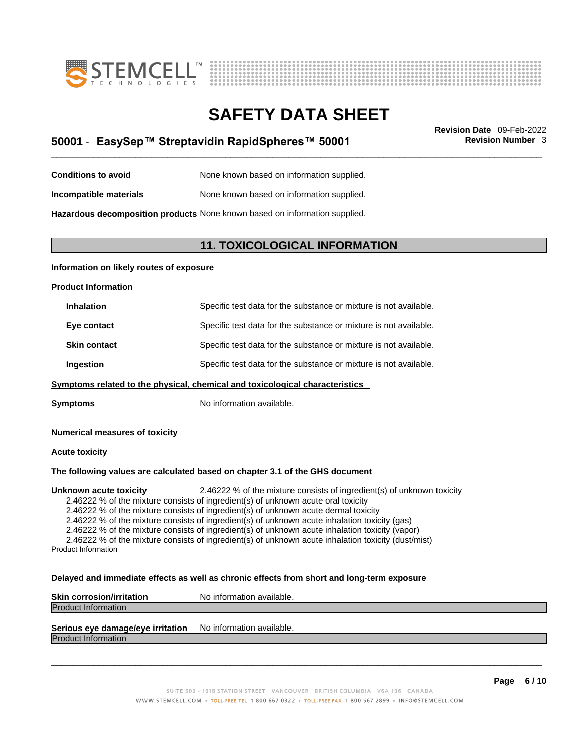**Conditions to avoid** None known based on information supplied.

**Incompatible materials** None known based on information supplied.

**Hazardous decomposition products** None known based on information supplied.

## 11. TOXICOLOGICAL INFORMATION

**Information on likely routes of exposure**

**Product Information**

| | |
|---|---|
| **Inhalation** | Specific test data for the substance or mixture is not available. |
| **Eye contact** | Specific test data for the substance or mixture is not available. |
| **Skin contact** | Specific test data for the substance or mixture is not available. |
| **Ingestion** | Specific test data for the substance or mixture is not available. |

**Symptoms related to the physical, chemical and toxicological characteristics**

**Symptoms** No information available.

**Numerical measures of toxicity**

**Acute toxicity**

**The following values are calculated based on chapter 3.1 of the GHS document**

**Unknown acute toxicity** 2.46222 % of the mixture consists of ingredient(s) of unknown toxicity

2.46222 % of the mixture consists of ingredient(s) of unknown acute oral toxicity
2.46222 % of the mixture consists of ingredient(s) of unknown acute dermal toxicity
2.46222 % of the mixture consists of ingredient(s) of unknown acute inhalation toxicity (gas)
2.46222 % of the mixture consists of ingredient(s) of unknown acute inhalation toxicity (vapor)
2.46222 % of the mixture consists of ingredient(s) of unknown acute inhalation toxicity (dust/mist)

Product Information

**Delayed and immediate effects as well as chronic effects from short and long-term exposure**

**Skin corrosion/irritation** No information available.

Product Information

**Serious eye damage/eye irritation** No information available.

Product Information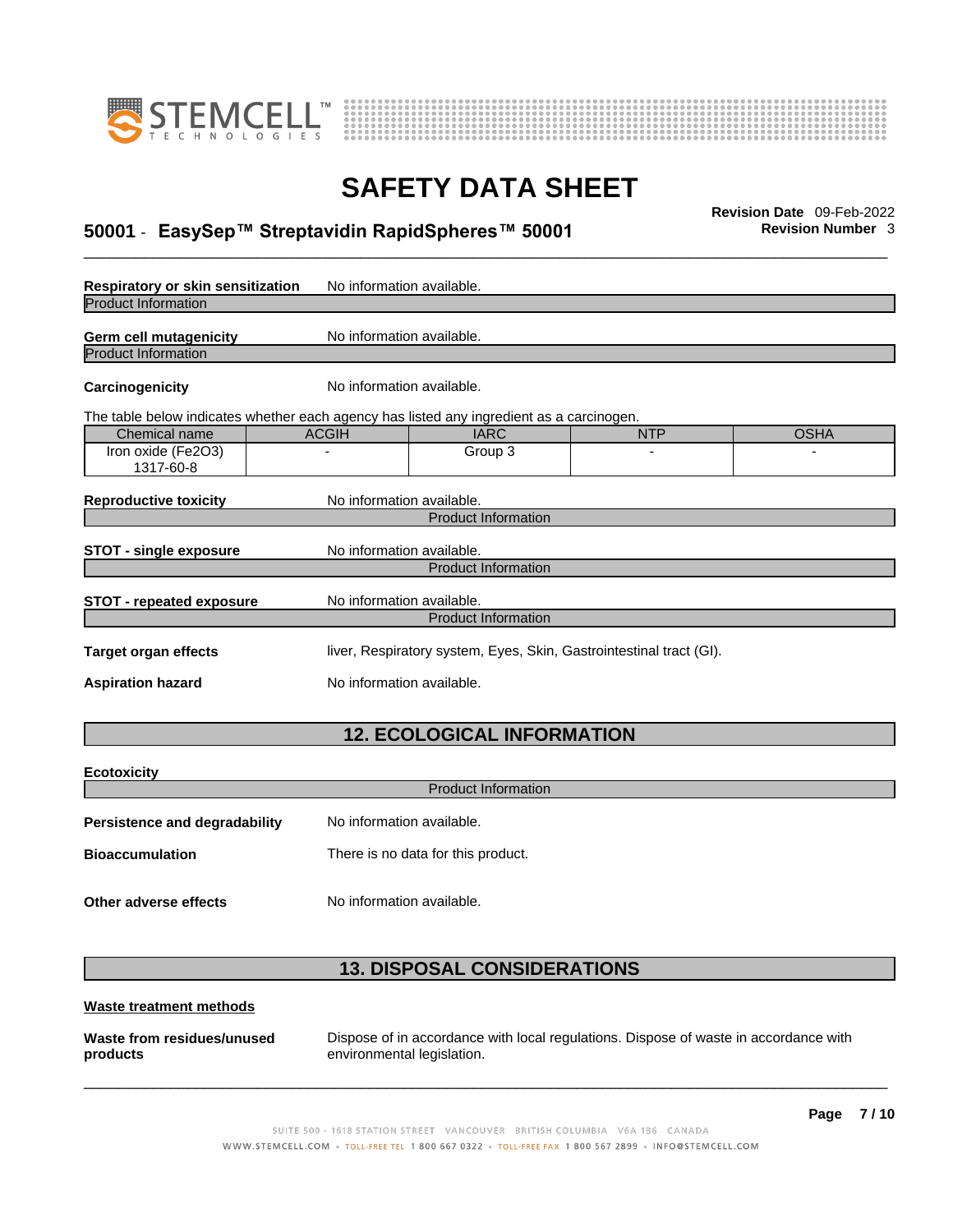**Respiratory or skin sensitization** No information available.

Product Information

**Germ cell mutagenicity** No information available.

Product Information

**Carcinogenicity** No information available.

The table below indicates whether each agency has listed any ingredient as a carcinogen.

| Chemical name | ACGIH | IARC | NTP | OSHA |
|---|---|---|---|---|
| Iron oxide ($Fe_2O_3$) 1317-60-8 | - | Group 3 | - | - |

**Reproductive toxicity** No information available.

Product Information

**STOT - single exposure** No information available.

Product Information

**STOT - repeated exposure** No information available.

Product Information

**Target organ effects** liver, Respiratory system, Eyes, Skin, Gastrointestinal tract (GI).

**Aspiration hazard** No information available.

## 12. ECOLOGICAL INFORMATION

**Ecotoxicity**

Product Information

**Persistence and degradability** No information available.

**Bioaccumulation** There is no data for this product.

**Other adverse effects** No information available.

## 13. DISPOSAL CONSIDERATIONS

**Waste treatment methods**

**Waste from residues/unused products** Dispose of in accordance with local regulations. Dispose of waste in accordance with environmental legislation.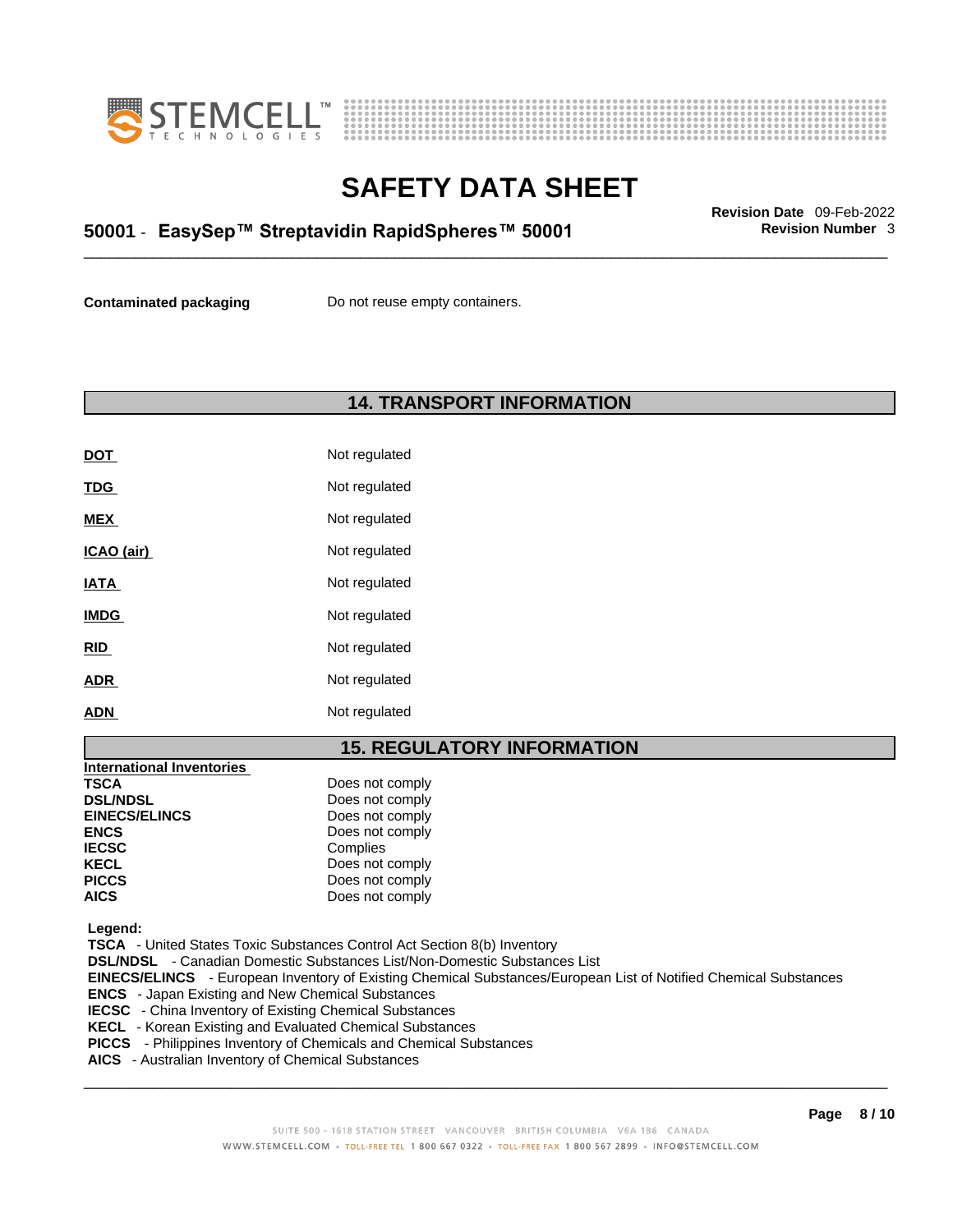**Contaminated packaging** Do not reuse empty containers.

## 14. TRANSPORT INFORMATION

| | |
|---|---|
| **DOT** | Not regulated |
| **TDG** | Not regulated |
| **MEX** | Not regulated |
| **ICAO (air)** | Not regulated |
| **IATA** | Not regulated |
| **IMDG** | Not regulated |
| **RID** | Not regulated |
| **ADR** | Not regulated |
| **ADN** | Not regulated |

## 15. REGULATORY INFORMATION

**International Inventories**

| | |
|---|---|
| **TSCA** | Does not comply |
| **DSL/NDSL** | Does not comply |
| **EINECS/ELINCS** | Does not comply |
| **ENCS** | Does not comply |
| **IECSC** | Complies |
| **KECL** | Does not comply |
| **PICCS** | Does not comply |
| **AICS** | Does not comply |

**Legend:**

**TSCA** - United States Toxic Substances Control Act Section 8(b) Inventory
**DSL/NDSL** - Canadian Domestic Substances List/Non-Domestic Substances List
**EINECS/ELINCS** - European Inventory of Existing Chemical Substances/European List of Notified Chemical Substances
**ENCS** - Japan Existing and New Chemical Substances
**IECSC** - China Inventory of Existing Chemical Substances
**KECL** - Korean Existing and Evaluated Chemical Substances
**PICCS** - Philippines Inventory of Chemicals and Chemical Substances
**AICS** - Australian Inventory of Chemical Substances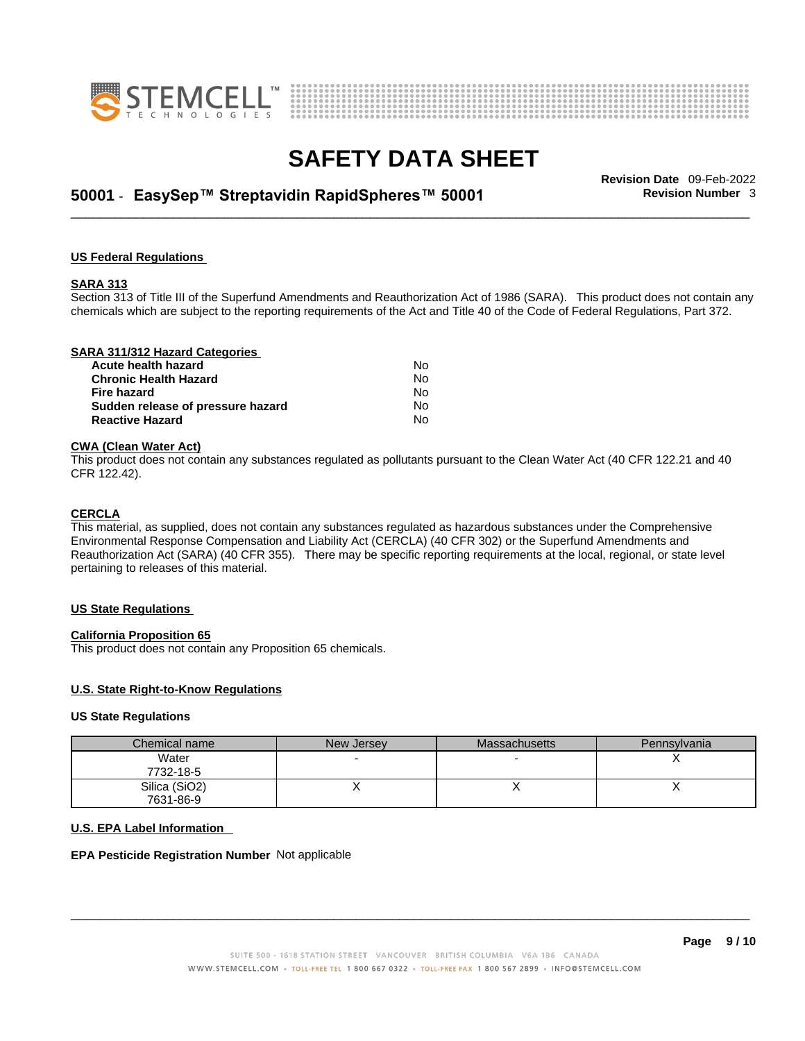### US Federal Regulations

#### SARA 313

Section 313 of Title III of the Superfund Amendments and Reauthorization Act of 1986 (SARA). This product does not contain any chemicals which are subject to the reporting requirements of the Act and Title 40 of the Code of Federal Regulations, Part 372.

#### SARA 311/312 Hazard Categories

| | |
|---|---|
| **Acute health hazard** | No |
| **Chronic Health Hazard** | No |
| **Fire hazard** | No |
| **Sudden release of pressure hazard** | No |
| **Reactive Hazard** | No |

#### CWA (Clean Water Act)

This product does not contain any substances regulated as pollutants pursuant to the Clean Water Act (40 CFR 122.21 and 40 CFR 122.42).

#### CERCLA

This material, as supplied, does not contain any substances regulated as hazardous substances under the Comprehensive Environmental Response Compensation and Liability Act (CERCLA) (40 CFR 302) or the Superfund Amendments and Reauthorization Act (SARA) (40 CFR 355). There may be specific reporting requirements at the local, regional, or state level pertaining to releases of this material.

### US State Regulations

#### California Proposition 65

This product does not contain any Proposition 65 chemicals.

#### U.S. State Right-to-Know Regulations

**US State Regulations**

| Chemical name | New Jersey | Massachusetts | Pennsylvania |
|---|---|---|---|
| Water<br>7732-18-5 | - | - | X |
| Silica ($SiO_2$)<br>7631-86-9 | X | X | X |

#### U.S. EPA Label Information

**EPA Pesticide Registration Number** Not applicable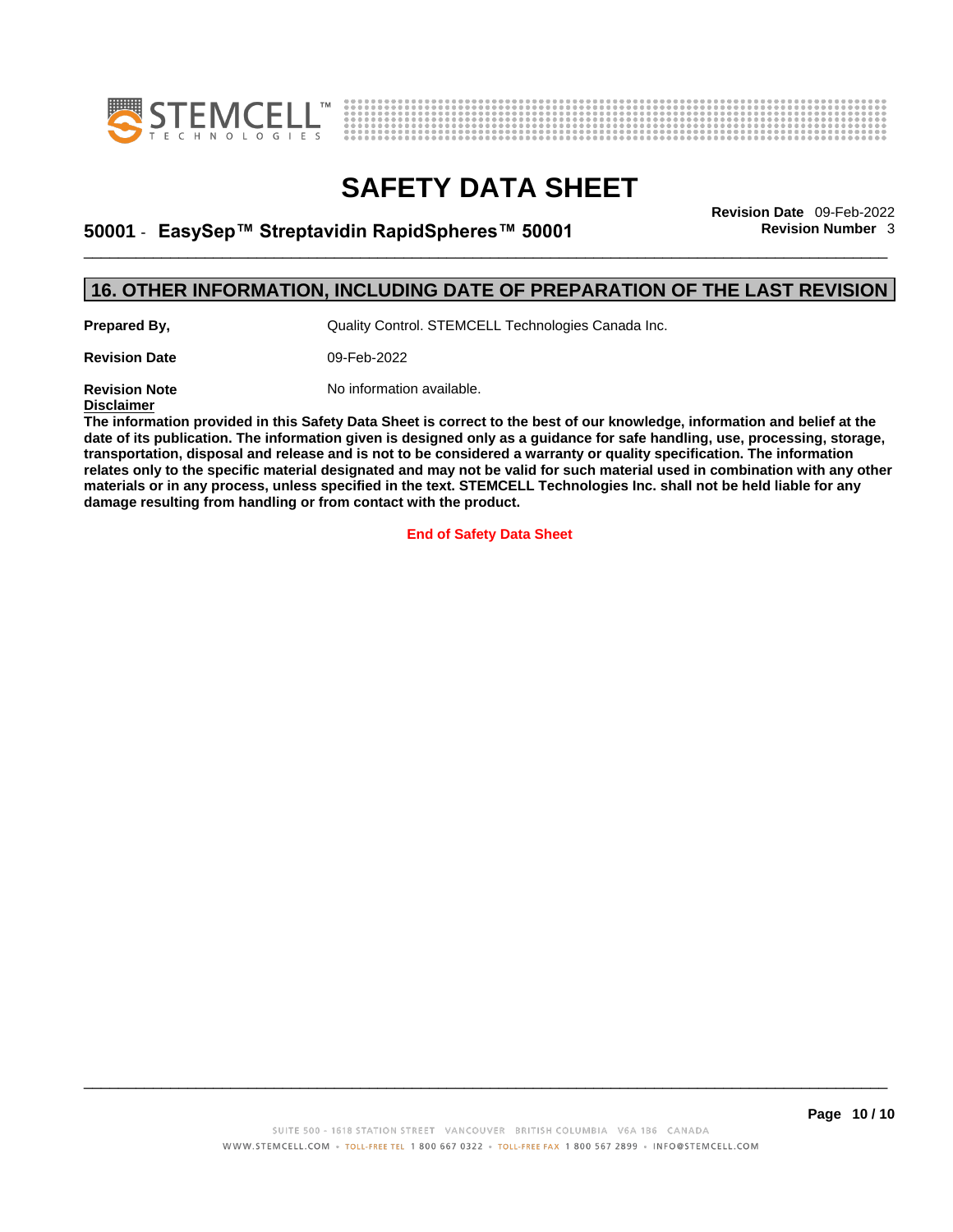## 16. OTHER INFORMATION, INCLUDING DATE OF PREPARATION OF THE LAST REVISION

**Prepared By,** Quality Control. STEMCELL Technologies Canada Inc.

**Revision Date** 09-Feb-2022

**Revision Note** No information available.

**Disclaimer**

**The information provided in this Safety Data Sheet is correct to the best of our knowledge, information and belief at the date of its publication. The information given is designed only as a guidance for safe handling, use, processing, storage, transportation, disposal and release and is not to be considered a warranty or quality specification. The information relates only to the specific material designated and may not be valid for such material used in combination with any other materials or in any process, unless specified in the text. STEMCELL Technologies Inc. shall not be held liable for any damage resulting from handling or from contact with the product.**

**End of Safety Data Sheet**